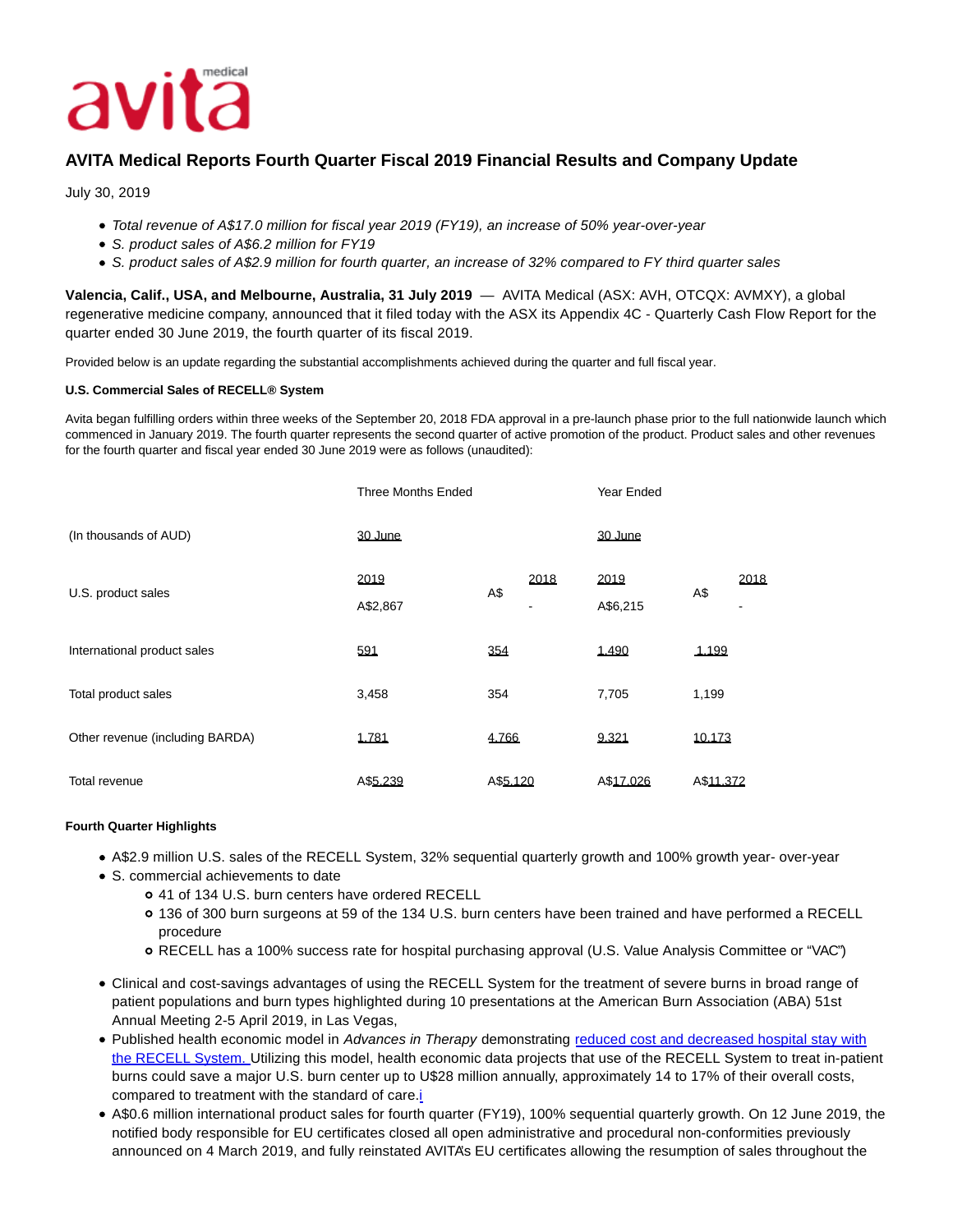# AVITA Medical Reports Fourth Quarter Fiscal 2019 Financial Results and Company Update

July 30, 2019

- *Total revenue of A$17.0 million for fiscal year 2019 (FY19), an increase of 50% year-over-year*
- *S. product sales of A$6.2 million for FY19*
- *S. product sales of A$2.9 million for fourth quarter, an increase of 32% compared to FY third quarter sales*

**Valencia, Calif., USA, and Melbourne, Australia, 31 July 2019** — AVITA Medical (ASX: AVH, OTCQX: AVMXY), a global regenerative medicine company, announced that it filed today with the ASX its Appendix 4C - Quarterly Cash Flow Report for the quarter ended 30 June 2019, the fourth quarter of its fiscal 2019.

Provided below is an update regarding the substantial accomplishments achieved during the quarter and full fiscal year.

**U.S. Commercial Sales of RECELL® System**

Avita began fulfilling orders within three weeks of the September 20, 2018 FDA approval in a pre-launch phase prior to the full nationwide launch which commenced in January 2019. The fourth quarter represents the second quarter of active promotion of the product. Product sales and other revenues for the fourth quarter and fiscal year ended 30 June 2019 were as follows (unaudited):

| (In thousands of AUD) | Three Months Ended 30 June 2019 | Three Months Ended 30 June 2018 | Year Ended 30 June 2019 | Year Ended 30 June 2018 |
|---|---|---|---|---|
| U.S. product sales | A$2,867 | A$ - | A$6,215 | A$ - |
| International product sales | 591 | 354 | 1,490 | 1,199 |
| Total product sales | 3,458 | 354 | 7,705 | 1,199 |
| Other revenue (including BARDA) | 1,781 | 4,766 | 9,321 | 10,173 |
| Total revenue | A$5,239 | A$5,120 | A$17,026 | A$11,372 |

**Fourth Quarter Highlights**

- A$2.9 million U.S. sales of the RECELL System, 32% sequential quarterly growth and 100% growth year- over-year
- S. commercial achievements to date
  - 41 of 134 U.S. burn centers have ordered RECELL
  - 136 of 300 burn surgeons at 59 of the 134 U.S. burn centers have been trained and have performed a RECELL procedure
  - RECELL has a 100% success rate for hospital purchasing approval (U.S. Value Analysis Committee or "VAC")
- Clinical and cost-savings advantages of using the RECELL System for the treatment of severe burns in broad range of patient populations and burn types highlighted during 10 presentations at the American Burn Association (ABA) 51st Annual Meeting 2-5 April 2019, in Las Vegas,
- Published health economic model in *Advances in Therapy* demonstrating [reduced cost and decreased hospital stay with the RECELL System.](#) Utilizing this model, health economic data projects that use of the RECELL System to treat in-patient burns could save a major U.S. burn center up to U$28 million annually, approximately 14 to 17% of their overall costs, compared to treatment with the standard of care.[i]
- A$0.6 million international product sales for fourth quarter (FY19), 100% sequential quarterly growth. On 12 June 2019, the notified body responsible for EU certificates closed all open administrative and procedural non-conformities previously announced on 4 March 2019, and fully reinstated AVITA's EU certificates allowing the resumption of sales throughout the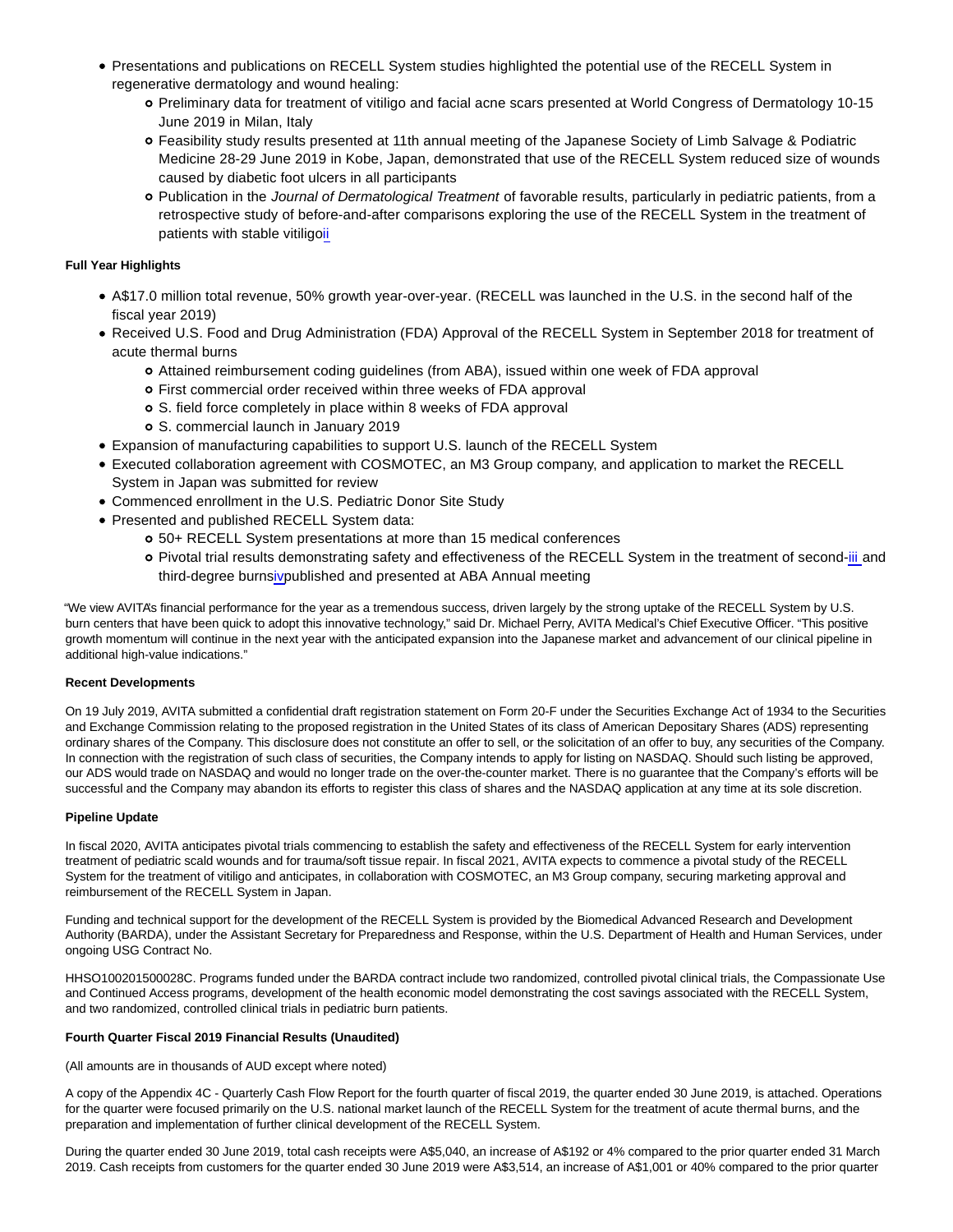- Presentations and publications on RECELL System studies highlighted the potential use of the RECELL System in regenerative dermatology and wound healing:
  - Preliminary data for treatment of vitiligo and facial acne scars presented at World Congress of Dermatology 10-15 June 2019 in Milan, Italy
  - Feasibility study results presented at 11th annual meeting of the Japanese Society of Limb Salvage & Podiatric Medicine 28-29 June 2019 in Kobe, Japan, demonstrated that use of the RECELL System reduced size of wounds caused by diabetic foot ulcers in all participants
  - Publication in the *Journal of Dermatological Treatment* of favorable results, particularly in pediatric patients, from a retrospective study of before-and-after comparisons exploring the use of the RECELL System in the treatment of patients with stable vitiligo[ii]

**Full Year Highlights**

- A$17.0 million total revenue, 50% growth year-over-year. (RECELL was launched in the U.S. in the second half of the fiscal year 2019)
- Received U.S. Food and Drug Administration (FDA) Approval of the RECELL System in September 2018 for treatment of acute thermal burns
  - Attained reimbursement coding guidelines (from ABA), issued within one week of FDA approval
  - First commercial order received within three weeks of FDA approval
  - S. field force completely in place within 8 weeks of FDA approval
  - S. commercial launch in January 2019
- Expansion of manufacturing capabilities to support U.S. launch of the RECELL System
- Executed collaboration agreement with COSMOTEC, an M3 Group company, and application to market the RECELL System in Japan was submitted for review
- Commenced enrollment in the U.S. Pediatric Donor Site Study
- Presented and published RECELL System data:
  - 50+ RECELL System presentations at more than 15 medical conferences
  - Pivotal trial results demonstrating safety and effectiveness of the RECELL System in the treatment of second-[iii] and third-degree burns[iv] published and presented at ABA Annual meeting

"We view AVITA's financial performance for the year as a tremendous success, driven largely by the strong uptake of the RECELL System by U.S. burn centers that have been quick to adopt this innovative technology," said Dr. Michael Perry, AVITA Medical's Chief Executive Officer. "This positive growth momentum will continue in the next year with the anticipated expansion into the Japanese market and advancement of our clinical pipeline in additional high-value indications."

**Recent Developments**

On 19 July 2019, AVITA submitted a confidential draft registration statement on Form 20-F under the Securities Exchange Act of 1934 to the Securities and Exchange Commission relating to the proposed registration in the United States of its class of American Depositary Shares (ADS) representing ordinary shares of the Company. This disclosure does not constitute an offer to sell, or the solicitation of an offer to buy, any securities of the Company. In connection with the registration of such class of securities, the Company intends to apply for listing on NASDAQ. Should such listing be approved, our ADS would trade on NASDAQ and would no longer trade on the over-the-counter market. There is no guarantee that the Company's efforts will be successful and the Company may abandon its efforts to register this class of shares and the NASDAQ application at any time at its sole discretion.

**Pipeline Update**

In fiscal 2020, AVITA anticipates pivotal trials commencing to establish the safety and effectiveness of the RECELL System for early intervention treatment of pediatric scald wounds and for trauma/soft tissue repair. In fiscal 2021, AVITA expects to commence a pivotal study of the RECELL System for the treatment of vitiligo and anticipates, in collaboration with COSMOTEC, an M3 Group company, securing marketing approval and reimbursement of the RECELL System in Japan.

Funding and technical support for the development of the RECELL System is provided by the Biomedical Advanced Research and Development Authority (BARDA), under the Assistant Secretary for Preparedness and Response, within the U.S. Department of Health and Human Services, under ongoing USG Contract No.

HHSO100201500028C. Programs funded under the BARDA contract include two randomized, controlled pivotal clinical trials, the Compassionate Use and Continued Access programs, development of the health economic model demonstrating the cost savings associated with the RECELL System, and two randomized, controlled clinical trials in pediatric burn patients.

**Fourth Quarter Fiscal 2019 Financial Results (Unaudited)**

(All amounts are in thousands of AUD except where noted)

A copy of the Appendix 4C - Quarterly Cash Flow Report for the fourth quarter of fiscal 2019, the quarter ended 30 June 2019, is attached. Operations for the quarter were focused primarily on the U.S. national market launch of the RECELL System for the treatment of acute thermal burns, and the preparation and implementation of further clinical development of the RECELL System.

During the quarter ended 30 June 2019, total cash receipts were A$5,040, an increase of A$192 or 4% compared to the prior quarter ended 31 March 2019. Cash receipts from customers for the quarter ended 30 June 2019 were A$3,514, an increase of A$1,001 or 40% compared to the prior quarter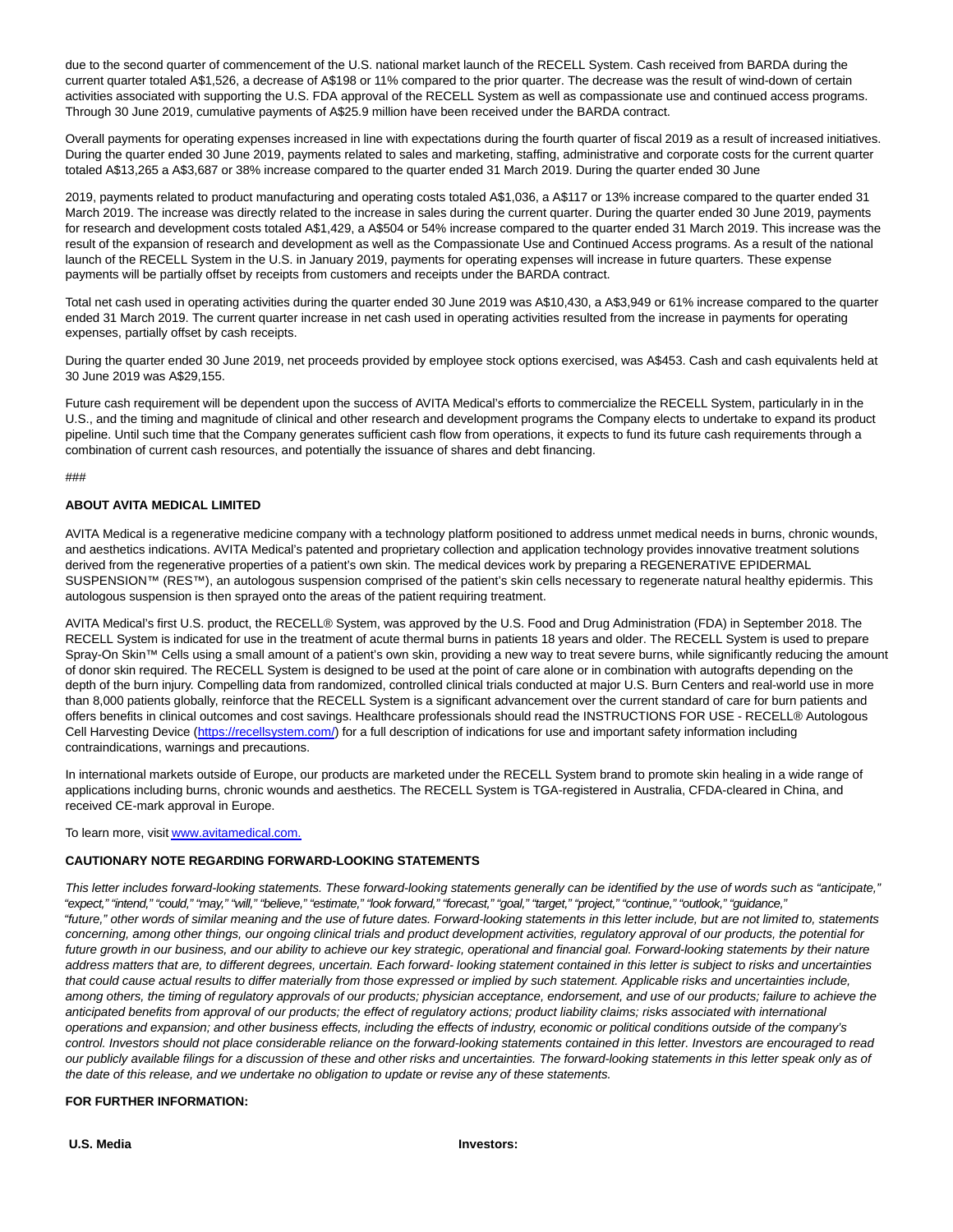due to the second quarter of commencement of the U.S. national market launch of the RECELL System. Cash received from BARDA during the current quarter totaled A$1,526, a decrease of A$198 or 11% compared to the prior quarter. The decrease was the result of wind-down of certain activities associated with supporting the U.S. FDA approval of the RECELL System as well as compassionate use and continued access programs. Through 30 June 2019, cumulative payments of A$25.9 million have been received under the BARDA contract.

Overall payments for operating expenses increased in line with expectations during the fourth quarter of fiscal 2019 as a result of increased initiatives. During the quarter ended 30 June 2019, payments related to sales and marketing, staffing, administrative and corporate costs for the current quarter totaled A$13,265 a A$3,687 or 38% increase compared to the quarter ended 31 March 2019. During the quarter ended 30 June

2019, payments related to product manufacturing and operating costs totaled A$1,036, a A$117 or 13% increase compared to the quarter ended 31 March 2019. The increase was directly related to the increase in sales during the current quarter. During the quarter ended 30 June 2019, payments for research and development costs totaled A$1,429, a A$504 or 54% increase compared to the quarter ended 31 March 2019. This increase was the result of the expansion of research and development as well as the Compassionate Use and Continued Access programs. As a result of the national launch of the RECELL System in the U.S. in January 2019, payments for operating expenses will increase in future quarters. These expense payments will be partially offset by receipts from customers and receipts under the BARDA contract.

Total net cash used in operating activities during the quarter ended 30 June 2019 was A$10,430, a A$3,949 or 61% increase compared to the quarter ended 31 March 2019. The current quarter increase in net cash used in operating activities resulted from the increase in payments for operating expenses, partially offset by cash receipts.

During the quarter ended 30 June 2019, net proceeds provided by employee stock options exercised, was A$453. Cash and cash equivalents held at 30 June 2019 was A$29,155.

Future cash requirement will be dependent upon the success of AVITA Medical's efforts to commercialize the RECELL System, particularly in in the U.S., and the timing and magnitude of clinical and other research and development programs the Company elects to undertake to expand its product pipeline. Until such time that the Company generates sufficient cash flow from operations, it expects to fund its future cash requirements through a combination of current cash resources, and potentially the issuance of shares and debt financing.

###

**ABOUT AVITA MEDICAL LIMITED**

AVITA Medical is a regenerative medicine company with a technology platform positioned to address unmet medical needs in burns, chronic wounds, and aesthetics indications. AVITA Medical's patented and proprietary collection and application technology provides innovative treatment solutions derived from the regenerative properties of a patient's own skin. The medical devices work by preparing a REGENERATIVE EPIDERMAL SUSPENSION™ (RES™), an autologous suspension comprised of the patient's skin cells necessary to regenerate natural healthy epidermis. This autologous suspension is then sprayed onto the areas of the patient requiring treatment.

AVITA Medical's first U.S. product, the RECELL® System, was approved by the U.S. Food and Drug Administration (FDA) in September 2018. The RECELL System is indicated for use in the treatment of acute thermal burns in patients 18 years and older. The RECELL System is used to prepare Spray-On Skin™ Cells using a small amount of a patient's own skin, providing a new way to treat severe burns, while significantly reducing the amount of donor skin required. The RECELL System is designed to be used at the point of care alone or in combination with autografts depending on the depth of the burn injury. Compelling data from randomized, controlled clinical trials conducted at major U.S. Burn Centers and real-world use in more than 8,000 patients globally, reinforce that the RECELL System is a significant advancement over the current standard of care for burn patients and offers benefits in clinical outcomes and cost savings. Healthcare professionals should read the INSTRUCTIONS FOR USE - RECELL® Autologous Cell Harvesting Device (https://recellsystem.com/) for a full description of indications for use and important safety information including contraindications, warnings and precautions.

In international markets outside of Europe, our products are marketed under the RECELL System brand to promote skin healing in a wide range of applications including burns, chronic wounds and aesthetics. The RECELL System is TGA-registered in Australia, CFDA-cleared in China, and received CE-mark approval in Europe.

To learn more, visit www.avitamedical.com.

**CAUTIONARY NOTE REGARDING FORWARD-LOOKING STATEMENTS**

*This letter includes forward-looking statements. These forward-looking statements generally can be identified by the use of words such as "anticipate," "expect," "intend," "could," "may," "will," "believe," "estimate," "look forward," "forecast," "goal," "target," "project," "continue," "outlook," "guidance," "future," other words of similar meaning and the use of future dates. Forward-looking statements in this letter include, but are not limited to, statements concerning, among other things, our ongoing clinical trials and product development activities, regulatory approval of our products, the potential for future growth in our business, and our ability to achieve our key strategic, operational and financial goal. Forward-looking statements by their nature address matters that are, to different degrees, uncertain. Each forward- looking statement contained in this letter is subject to risks and uncertainties that could cause actual results to differ materially from those expressed or implied by such statement. Applicable risks and uncertainties include, among others, the timing of regulatory approvals of our products; physician acceptance, endorsement, and use of our products; failure to achieve the anticipated benefits from approval of our products; the effect of regulatory actions; product liability claims; risks associated with international operations and expansion; and other business effects, including the effects of industry, economic or political conditions outside of the company's control. Investors should not place considerable reliance on the forward-looking statements contained in this letter. Investors are encouraged to read our publicly available filings for a discussion of these and other risks and uncertainties. The forward-looking statements in this letter speak only as of the date of this release, and we undertake no obligation to update or revise any of these statements.*

**FOR FURTHER INFORMATION:**

**U.S. Media**

**Investors:**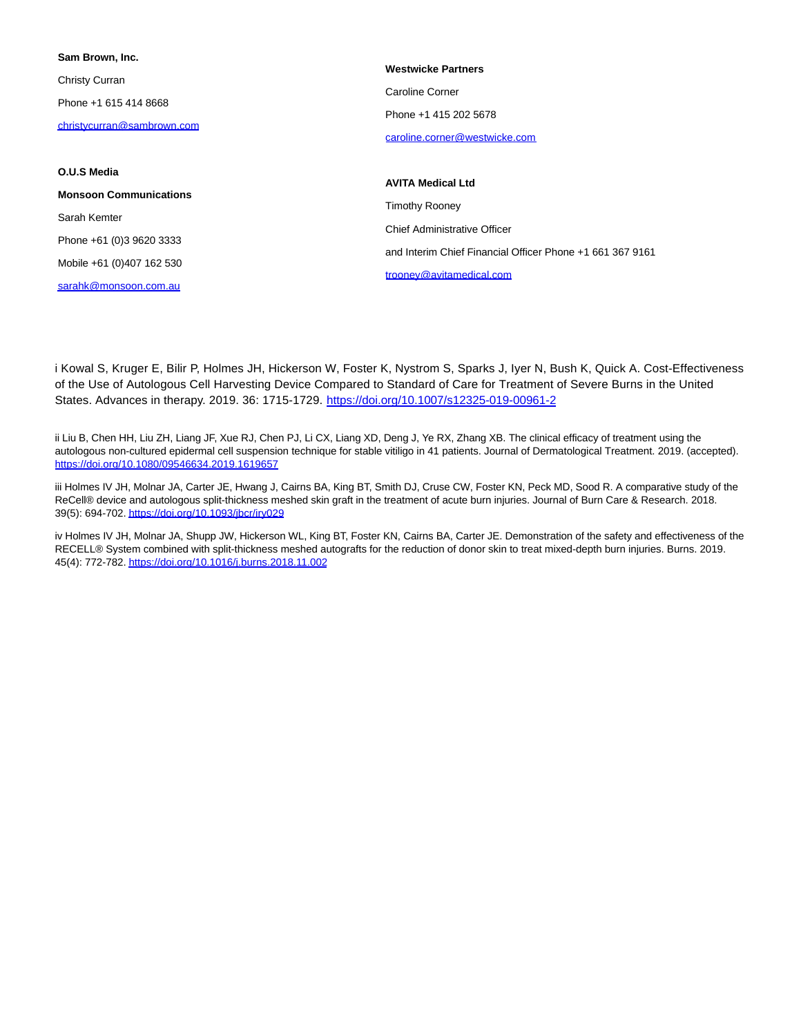**Sam Brown, Inc.**

Christy Curran

Phone +1 615 414 8668

christycurran@sambrown.com

**Westwicke Partners**

Caroline Corner

Phone +1 415 202 5678

caroline.corner@westwicke.com

**O.U.S Media**

**Monsoon Communications**

Sarah Kemter

Phone +61 (0)3 9620 3333

Mobile +61 (0)407 162 530

sarahk@monsoon.com.au

**AVITA Medical Ltd**

Timothy Rooney

Chief Administrative Officer

and Interim Chief Financial Officer Phone +1 661 367 9161

trooney@avitamedical.com

i Kowal S, Kruger E, Bilir P, Holmes JH, Hickerson W, Foster K, Nystrom S, Sparks J, Iyer N, Bush K, Quick A. Cost-Effectiveness of the Use of Autologous Cell Harvesting Device Compared to Standard of Care for Treatment of Severe Burns in the United States. Advances in therapy. 2019. 36: 1715-1729. https://doi.org/10.1007/s12325-019-00961-2

ii Liu B, Chen HH, Liu ZH, Liang JF, Xue RJ, Chen PJ, Li CX, Liang XD, Deng J, Ye RX, Zhang XB. The clinical efficacy of treatment using the autologous non-cultured epidermal cell suspension technique for stable vitiligo in 41 patients. Journal of Dermatological Treatment. 2019. (accepted). https://doi.org/10.1080/09546634.2019.1619657

iii Holmes IV JH, Molnar JA, Carter JE, Hwang J, Cairns BA, King BT, Smith DJ, Cruse CW, Foster KN, Peck MD, Sood R. A comparative study of the ReCell® device and autologous split-thickness meshed skin graft in the treatment of acute burn injuries. Journal of Burn Care & Research. 2018. 39(5): 694-702. https://doi.org/10.1093/jbcr/iry029

iv Holmes IV JH, Molnar JA, Shupp JW, Hickerson WL, King BT, Foster KN, Cairns BA, Carter JE. Demonstration of the safety and effectiveness of the RECELL® System combined with split-thickness meshed autografts for the reduction of donor skin to treat mixed-depth burn injuries. Burns. 2019. 45(4): 772-782. https://doi.org/10.1016/j.burns.2018.11.002